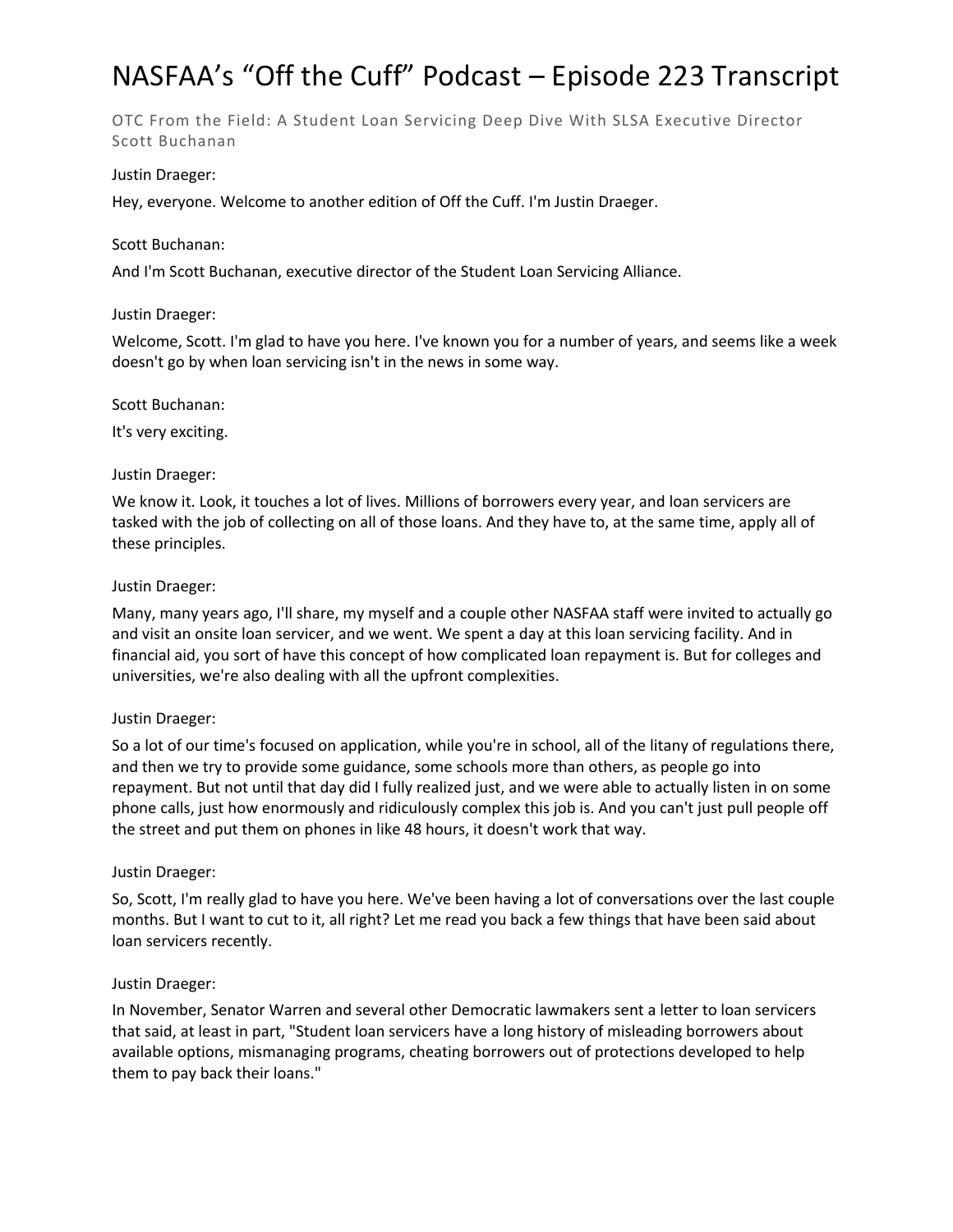# NASFAA's "Off the Cuff" Podcast – Episode 223 Transcript

OTC From the Field: A Student Loan Servicing Deep Dive With SLSA Executive Director Scott Buchanan

Justin Draeger:

Hey, everyone. Welcome to another edition of Off the Cuff. I'm Justin Draeger.

Scott Buchanan:

And I'm Scott Buchanan, executive director of the Student Loan Servicing Alliance.

Justin Draeger:

Welcome, Scott. I'm glad to have you here. I've known you for a number of years, and seems like a week doesn't go by when loan servicing isn't in the news in some way.

Scott Buchanan:

It's very exciting.

Justin Draeger:

We know it. Look, it touches a lot of lives. Millions of borrowers every year, and loan servicers are tasked with the job of collecting on all of those loans. And they have to, at the same time, apply all of these principles.

Justin Draeger:

Many, many years ago, I'll share, my myself and a couple other NASFAA staff were invited to actually go and visit an onsite loan servicer, and we went. We spent a day at this loan servicing facility. And in financial aid, you sort of have this concept of how complicated loan repayment is. But for colleges and universities, we're also dealing with all the upfront complexities.

Justin Draeger:

So a lot of our time's focused on application, while you're in school, all of the litany of regulations there, and then we try to provide some guidance, some schools more than others, as people go into repayment. But not until that day did I fully realized just, and we were able to actually listen in on some phone calls, just how enormously and ridiculously complex this job is. And you can't just pull people off the street and put them on phones in like 48 hours, it doesn't work that way.

Justin Draeger:

So, Scott, I'm really glad to have you here. We've been having a lot of conversations over the last couple months. But I want to cut to it, all right? Let me read you back a few things that have been said about loan servicers recently.

Justin Draeger:

In November, Senator Warren and several other Democratic lawmakers sent a letter to loan servicers that said, at least in part, "Student loan servicers have a long history of misleading borrowers about available options, mismanaging programs, cheating borrowers out of protections developed to help them to pay back their loans."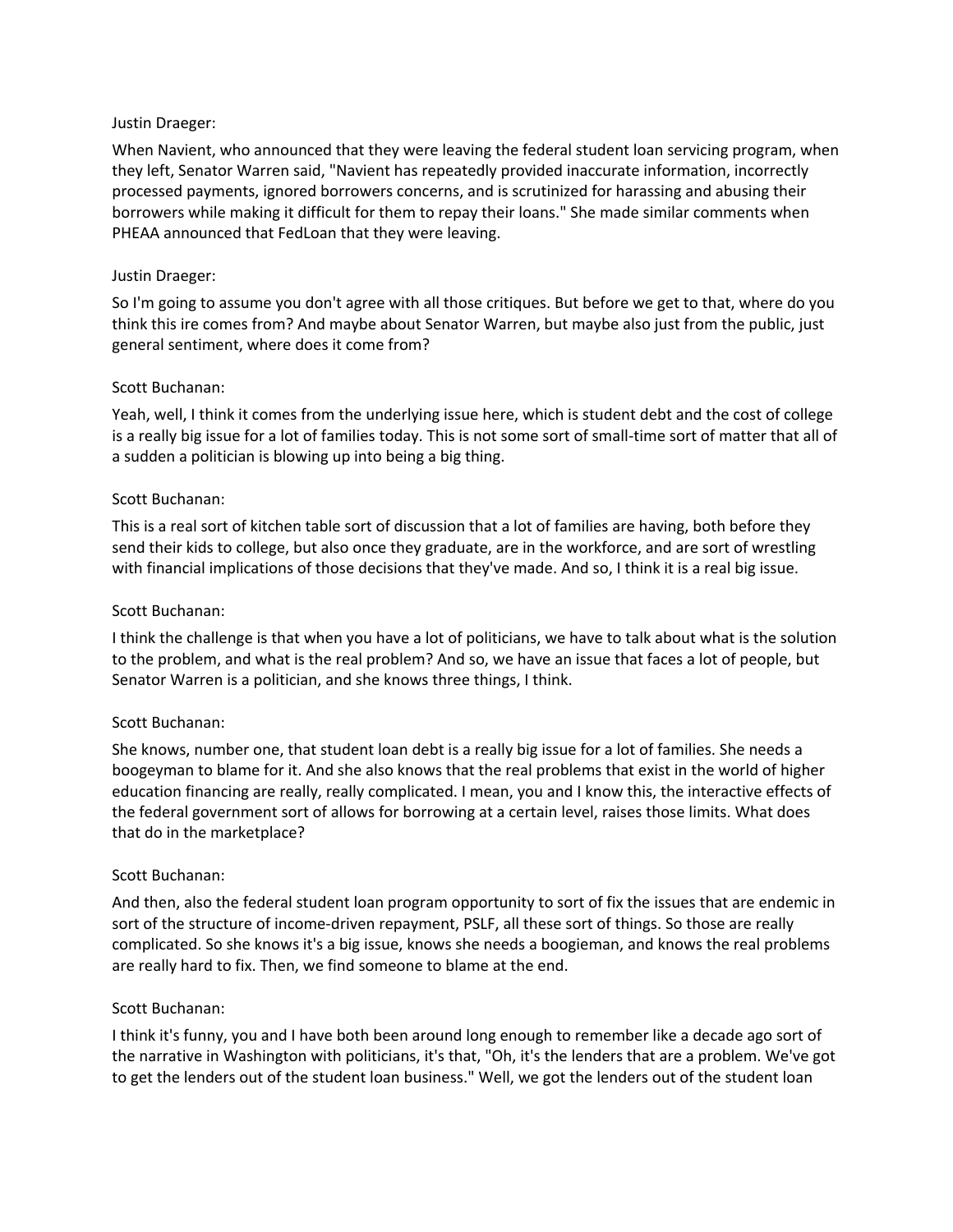Justin Draeger:

When Navient, who announced that they were leaving the federal student loan servicing program, when they left, Senator Warren said, "Navient has repeatedly provided inaccurate information, incorrectly processed payments, ignored borrowers concerns, and is scrutinized for harassing and abusing their borrowers while making it difficult for them to repay their loans." She made similar comments when PHEAA announced that FedLoan that they were leaving.

Justin Draeger:

So I'm going to assume you don't agree with all those critiques. But before we get to that, where do you think this ire comes from? And maybe about Senator Warren, but maybe also just from the public, just general sentiment, where does it come from?

Scott Buchanan:

Yeah, well, I think it comes from the underlying issue here, which is student debt and the cost of college is a really big issue for a lot of families today. This is not some sort of small-time sort of matter that all of a sudden a politician is blowing up into being a big thing.

Scott Buchanan:

This is a real sort of kitchen table sort of discussion that a lot of families are having, both before they send their kids to college, but also once they graduate, are in the workforce, and are sort of wrestling with financial implications of those decisions that they've made. And so, I think it is a real big issue.

Scott Buchanan:

I think the challenge is that when you have a lot of politicians, we have to talk about what is the solution to the problem, and what is the real problem? And so, we have an issue that faces a lot of people, but Senator Warren is a politician, and she knows three things, I think.

Scott Buchanan:

She knows, number one, that student loan debt is a really big issue for a lot of families. She needs a boogeyman to blame for it. And she also knows that the real problems that exist in the world of higher education financing are really, really complicated. I mean, you and I know this, the interactive effects of the federal government sort of allows for borrowing at a certain level, raises those limits. What does that do in the marketplace?

Scott Buchanan:

And then, also the federal student loan program opportunity to sort of fix the issues that are endemic in sort of the structure of income-driven repayment, PSLF, all these sort of things. So those are really complicated. So she knows it's a big issue, knows she needs a boogieman, and knows the real problems are really hard to fix. Then, we find someone to blame at the end.

Scott Buchanan:

I think it's funny, you and I have both been around long enough to remember like a decade ago sort of the narrative in Washington with politicians, it's that, "Oh, it's the lenders that are a problem. We've got to get the lenders out of the student loan business." Well, we got the lenders out of the student loan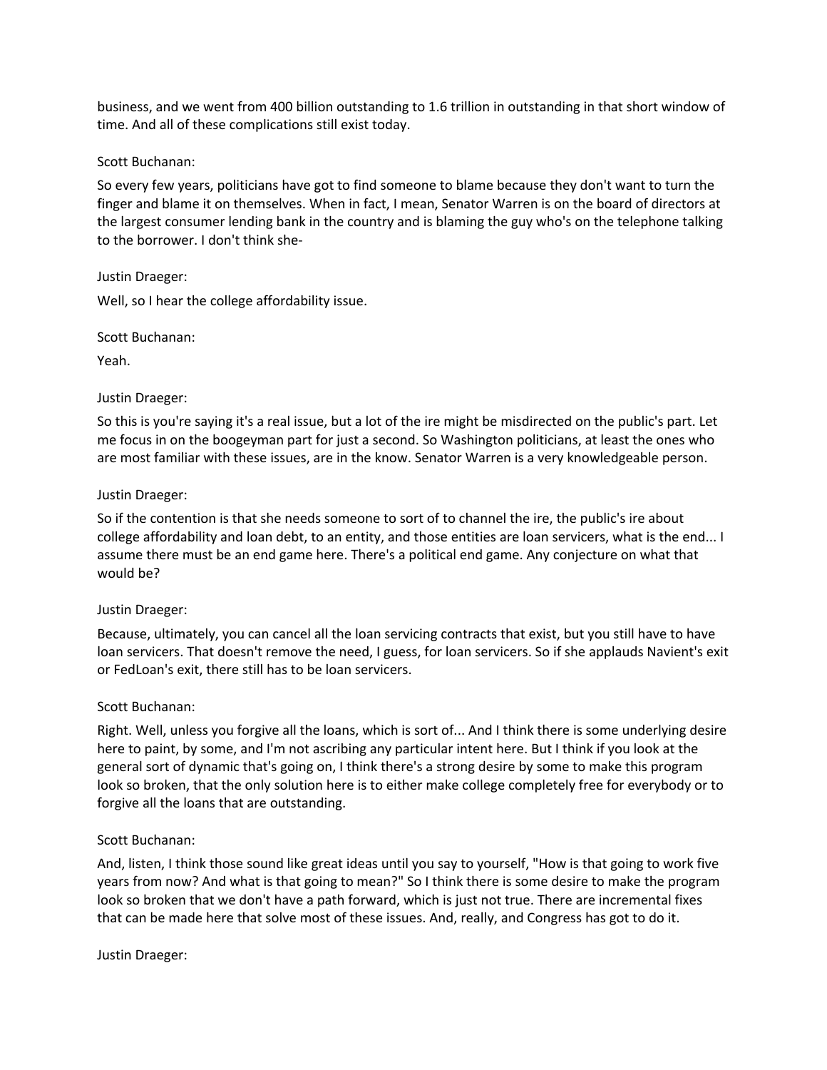business, and we went from 400 billion outstanding to 1.6 trillion in outstanding in that short window of time. And all of these complications still exist today.

Scott Buchanan:

So every few years, politicians have got to find someone to blame because they don't want to turn the finger and blame it on themselves. When in fact, I mean, Senator Warren is on the board of directors at the largest consumer lending bank in the country and is blaming the guy who's on the telephone talking to the borrower. I don't think she-

Justin Draeger:

Well, so I hear the college affordability issue.

Scott Buchanan:

Yeah.

Justin Draeger:

So this is you're saying it's a real issue, but a lot of the ire might be misdirected on the public's part. Let me focus in on the boogeyman part for just a second. So Washington politicians, at least the ones who are most familiar with these issues, are in the know. Senator Warren is a very knowledgeable person.

Justin Draeger:

So if the contention is that she needs someone to sort of to channel the ire, the public's ire about college affordability and loan debt, to an entity, and those entities are loan servicers, what is the end... I assume there must be an end game here. There's a political end game. Any conjecture on what that would be?

Justin Draeger:

Because, ultimately, you can cancel all the loan servicing contracts that exist, but you still have to have loan servicers. That doesn't remove the need, I guess, for loan servicers. So if she applauds Navient's exit or FedLoan's exit, there still has to be loan servicers.

Scott Buchanan:

Right. Well, unless you forgive all the loans, which is sort of... And I think there is some underlying desire here to paint, by some, and I'm not ascribing any particular intent here. But I think if you look at the general sort of dynamic that's going on, I think there's a strong desire by some to make this program look so broken, that the only solution here is to either make college completely free for everybody or to forgive all the loans that are outstanding.

Scott Buchanan:

And, listen, I think those sound like great ideas until you say to yourself, "How is that going to work five years from now? And what is that going to mean?" So I think there is some desire to make the program look so broken that we don't have a path forward, which is just not true. There are incremental fixes that can be made here that solve most of these issues. And, really, and Congress has got to do it.

Justin Draeger: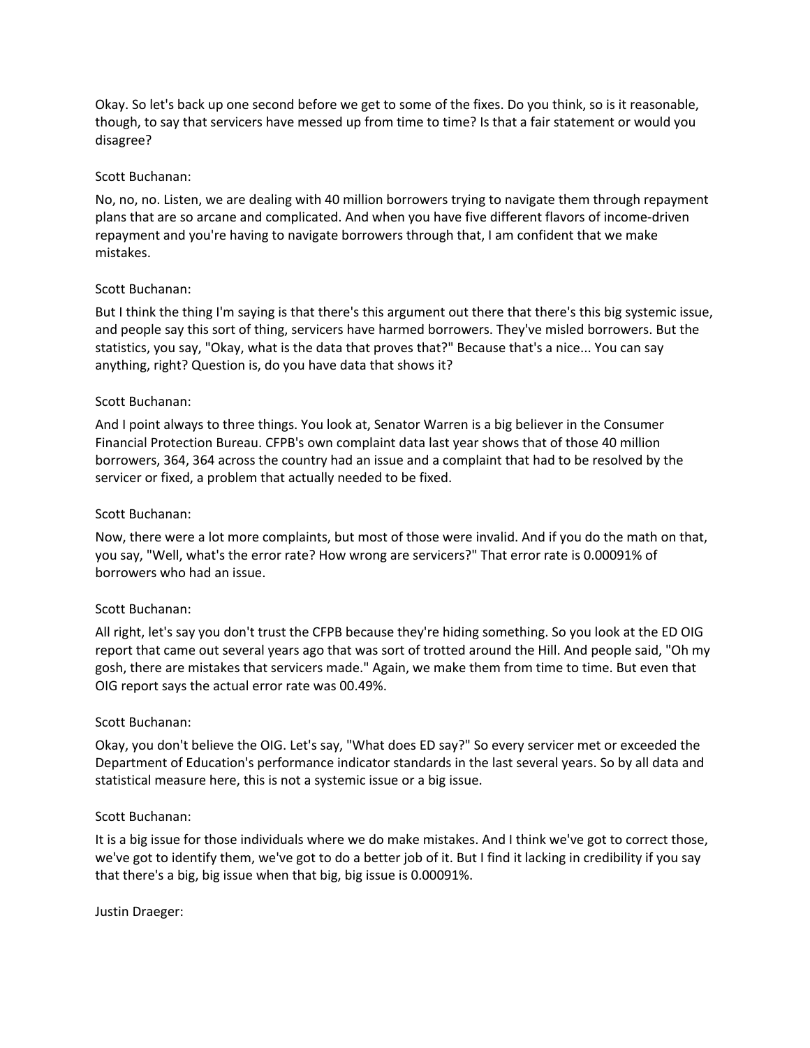Okay. So let's back up one second before we get to some of the fixes. Do you think, so is it reasonable, though, to say that servicers have messed up from time to time? Is that a fair statement or would you disagree?

Scott Buchanan:

No, no, no. Listen, we are dealing with 40 million borrowers trying to navigate them through repayment plans that are so arcane and complicated. And when you have five different flavors of income-driven repayment and you're having to navigate borrowers through that, I am confident that we make mistakes.

Scott Buchanan:

But I think the thing I'm saying is that there's this argument out there that there's this big systemic issue, and people say this sort of thing, servicers have harmed borrowers. They've misled borrowers. But the statistics, you say, "Okay, what is the data that proves that?" Because that's a nice... You can say anything, right? Question is, do you have data that shows it?

Scott Buchanan:

And I point always to three things. You look at, Senator Warren is a big believer in the Consumer Financial Protection Bureau. CFPB's own complaint data last year shows that of those 40 million borrowers, 364, 364 across the country had an issue and a complaint that had to be resolved by the servicer or fixed, a problem that actually needed to be fixed.

Scott Buchanan:

Now, there were a lot more complaints, but most of those were invalid. And if you do the math on that, you say, "Well, what's the error rate? How wrong are servicers?" That error rate is 0.00091% of borrowers who had an issue.

Scott Buchanan:

All right, let's say you don't trust the CFPB because they're hiding something. So you look at the ED OIG report that came out several years ago that was sort of trotted around the Hill. And people said, "Oh my gosh, there are mistakes that servicers made." Again, we make them from time to time. But even that OIG report says the actual error rate was 00.49%.

Scott Buchanan:

Okay, you don't believe the OIG. Let's say, "What does ED say?" So every servicer met or exceeded the Department of Education's performance indicator standards in the last several years. So by all data and statistical measure here, this is not a systemic issue or a big issue.

Scott Buchanan:

It is a big issue for those individuals where we do make mistakes. And I think we've got to correct those, we've got to identify them, we've got to do a better job of it. But I find it lacking in credibility if you say that there's a big, big issue when that big, big issue is 0.00091%.

Justin Draeger: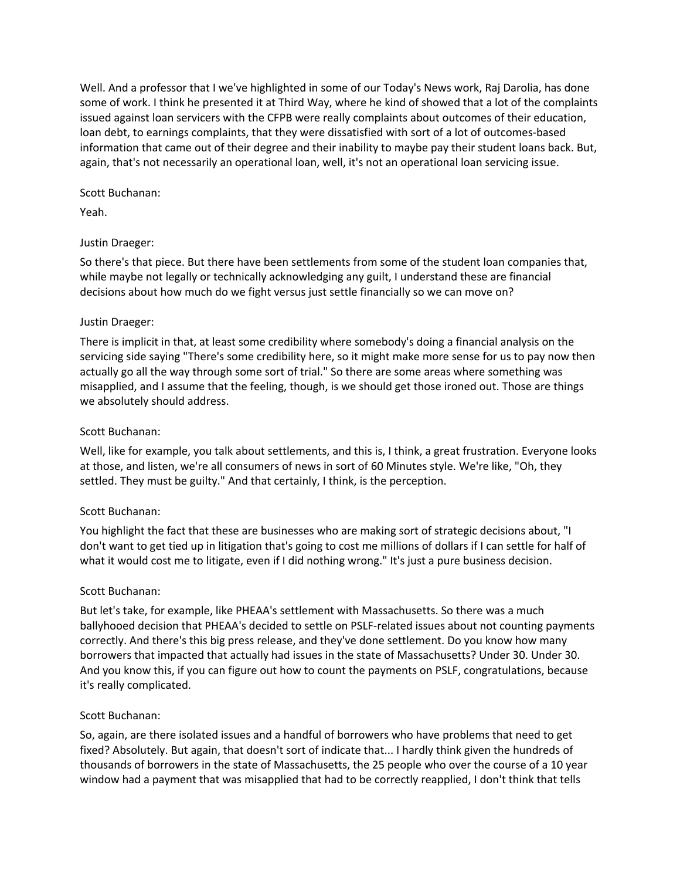Well. And a professor that I we've highlighted in some of our Today's News work, Raj Darolia, has done some of work. I think he presented it at Third Way, where he kind of showed that a lot of the complaints issued against loan servicers with the CFPB were really complaints about outcomes of their education, loan debt, to earnings complaints, that they were dissatisfied with sort of a lot of outcomes-based information that came out of their degree and their inability to maybe pay their student loans back. But, again, that's not necessarily an operational loan, well, it's not an operational loan servicing issue.

Scott Buchanan:

Yeah.

Justin Draeger:

So there's that piece. But there have been settlements from some of the student loan companies that, while maybe not legally or technically acknowledging any guilt, I understand these are financial decisions about how much do we fight versus just settle financially so we can move on?

Justin Draeger:

There is implicit in that, at least some credibility where somebody's doing a financial analysis on the servicing side saying "There's some credibility here, so it might make more sense for us to pay now then actually go all the way through some sort of trial." So there are some areas where something was misapplied, and I assume that the feeling, though, is we should get those ironed out. Those are things we absolutely should address.

Scott Buchanan:

Well, like for example, you talk about settlements, and this is, I think, a great frustration. Everyone looks at those, and listen, we're all consumers of news in sort of 60 Minutes style. We're like, "Oh, they settled. They must be guilty." And that certainly, I think, is the perception.

Scott Buchanan:

You highlight the fact that these are businesses who are making sort of strategic decisions about, "I don't want to get tied up in litigation that's going to cost me millions of dollars if I can settle for half of what it would cost me to litigate, even if I did nothing wrong." It's just a pure business decision.

Scott Buchanan:

But let's take, for example, like PHEAA's settlement with Massachusetts. So there was a much ballyhooed decision that PHEAA's decided to settle on PSLF-related issues about not counting payments correctly. And there's this big press release, and they've done settlement. Do you know how many borrowers that impacted that actually had issues in the state of Massachusetts? Under 30. Under 30. And you know this, if you can figure out how to count the payments on PSLF, congratulations, because it's really complicated.

Scott Buchanan:

So, again, are there isolated issues and a handful of borrowers who have problems that need to get fixed? Absolutely. But again, that doesn't sort of indicate that... I hardly think given the hundreds of thousands of borrowers in the state of Massachusetts, the 25 people who over the course of a 10 year window had a payment that was misapplied that had to be correctly reapplied, I don't think that tells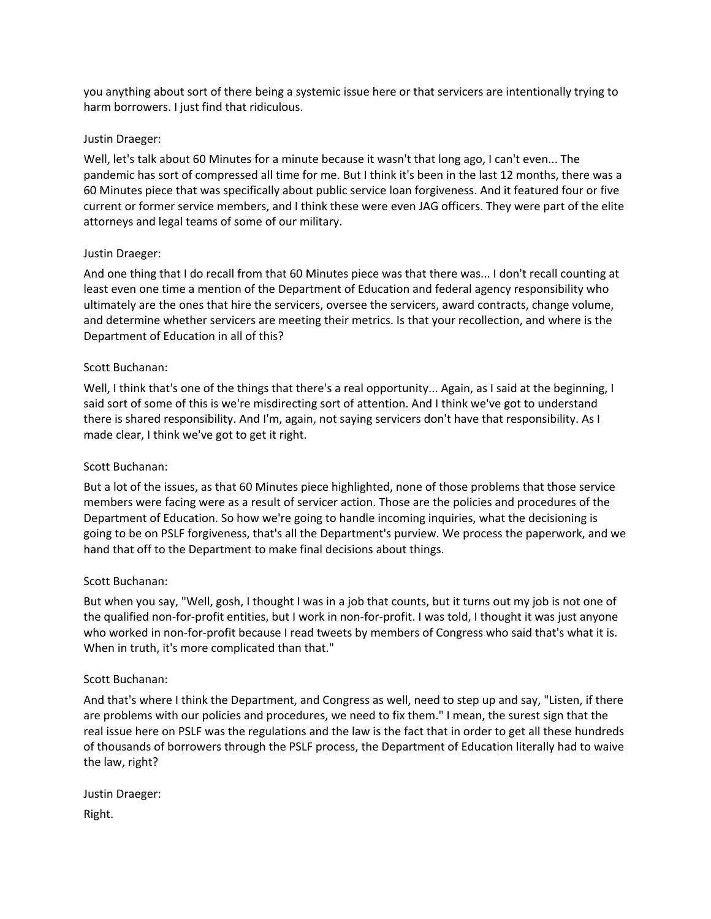you anything about sort of there being a systemic issue here or that servicers are intentionally trying to harm borrowers. I just find that ridiculous.

Justin Draeger:

Well, let's talk about 60 Minutes for a minute because it wasn't that long ago, I can't even... The pandemic has sort of compressed all time for me. But I think it's been in the last 12 months, there was a 60 Minutes piece that was specifically about public service loan forgiveness. And it featured four or five current or former service members, and I think these were even JAG officers. They were part of the elite attorneys and legal teams of some of our military.

Justin Draeger:

And one thing that I do recall from that 60 Minutes piece was that there was... I don't recall counting at least even one time a mention of the Department of Education and federal agency responsibility who ultimately are the ones that hire the servicers, oversee the servicers, award contracts, change volume, and determine whether servicers are meeting their metrics. Is that your recollection, and where is the Department of Education in all of this?

Scott Buchanan:

Well, I think that's one of the things that there's a real opportunity... Again, as I said at the beginning, I said sort of some of this is we're misdirecting sort of attention. And I think we've got to understand there is shared responsibility. And I'm, again, not saying servicers don't have that responsibility. As I made clear, I think we've got to get it right.

Scott Buchanan:

But a lot of the issues, as that 60 Minutes piece highlighted, none of those problems that those service members were facing were as a result of servicer action. Those are the policies and procedures of the Department of Education. So how we're going to handle incoming inquiries, what the decisioning is going to be on PSLF forgiveness, that's all the Department's purview. We process the paperwork, and we hand that off to the Department to make final decisions about things.

Scott Buchanan:

But when you say, "Well, gosh, I thought I was in a job that counts, but it turns out my job is not one of the qualified non-for-profit entities, but I work in non-for-profit. I was told, I thought it was just anyone who worked in non-for-profit because I read tweets by members of Congress who said that's what it is. When in truth, it's more complicated than that."

Scott Buchanan:

And that's where I think the Department, and Congress as well, need to step up and say, "Listen, if there are problems with our policies and procedures, we need to fix them." I mean, the surest sign that the real issue here on PSLF was the regulations and the law is the fact that in order to get all these hundreds of thousands of borrowers through the PSLF process, the Department of Education literally had to waive the law, right?

Justin Draeger:

Right.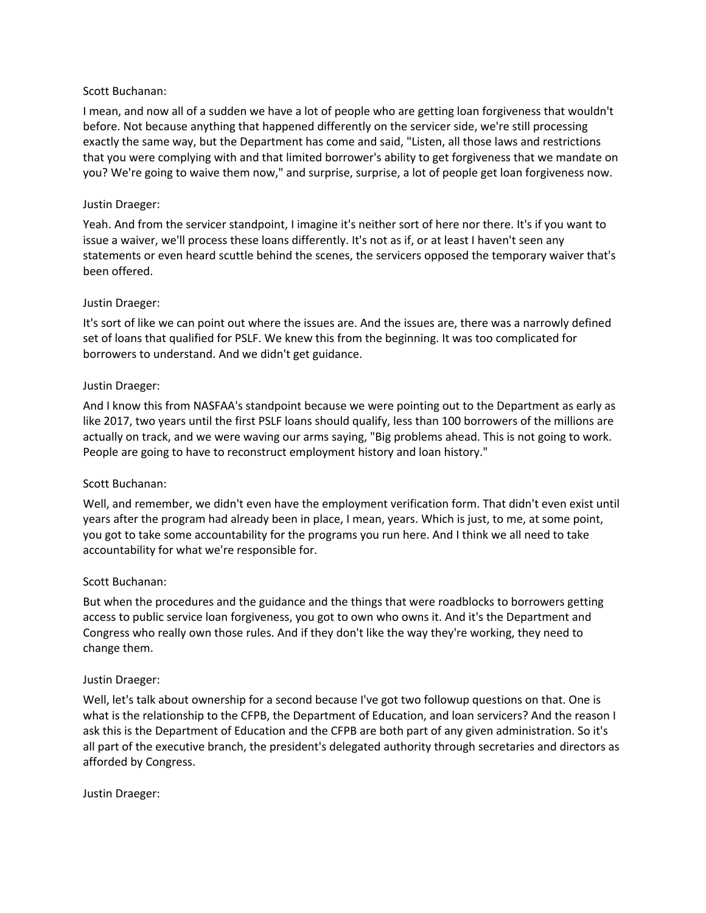Scott Buchanan:

I mean, and now all of a sudden we have a lot of people who are getting loan forgiveness that wouldn't before. Not because anything that happened differently on the servicer side, we're still processing exactly the same way, but the Department has come and said, "Listen, all those laws and restrictions that you were complying with and that limited borrower's ability to get forgiveness that we mandate on you? We're going to waive them now," and surprise, surprise, a lot of people get loan forgiveness now.

Justin Draeger:

Yeah. And from the servicer standpoint, I imagine it's neither sort of here nor there. It's if you want to issue a waiver, we'll process these loans differently. It's not as if, or at least I haven't seen any statements or even heard scuttle behind the scenes, the servicers opposed the temporary waiver that's been offered.

Justin Draeger:

It's sort of like we can point out where the issues are. And the issues are, there was a narrowly defined set of loans that qualified for PSLF. We knew this from the beginning. It was too complicated for borrowers to understand. And we didn't get guidance.

Justin Draeger:

And I know this from NASFAA's standpoint because we were pointing out to the Department as early as like 2017, two years until the first PSLF loans should qualify, less than 100 borrowers of the millions are actually on track, and we were waving our arms saying, "Big problems ahead. This is not going to work. People are going to have to reconstruct employment history and loan history."

Scott Buchanan:

Well, and remember, we didn't even have the employment verification form. That didn't even exist until years after the program had already been in place, I mean, years. Which is just, to me, at some point, you got to take some accountability for the programs you run here. And I think we all need to take accountability for what we're responsible for.

Scott Buchanan:

But when the procedures and the guidance and the things that were roadblocks to borrowers getting access to public service loan forgiveness, you got to own who owns it. And it's the Department and Congress who really own those rules. And if they don't like the way they're working, they need to change them.

Justin Draeger:

Well, let's talk about ownership for a second because I've got two followup questions on that. One is what is the relationship to the CFPB, the Department of Education, and loan servicers? And the reason I ask this is the Department of Education and the CFPB are both part of any given administration. So it's all part of the executive branch, the president's delegated authority through secretaries and directors as afforded by Congress.

Justin Draeger: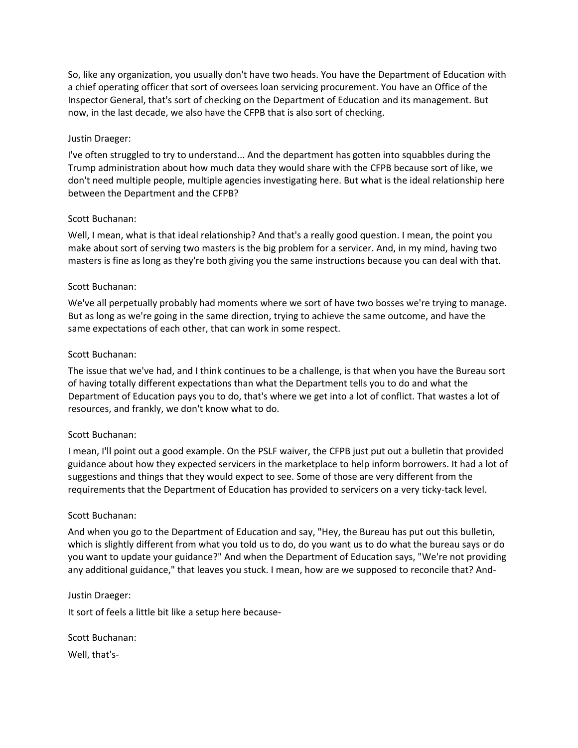So, like any organization, you usually don't have two heads. You have the Department of Education with a chief operating officer that sort of oversees loan servicing procurement. You have an Office of the Inspector General, that's sort of checking on the Department of Education and its management. But now, in the last decade, we also have the CFPB that is also sort of checking.

Justin Draeger:

I've often struggled to try to understand... And the department has gotten into squabbles during the Trump administration about how much data they would share with the CFPB because sort of like, we don't need multiple people, multiple agencies investigating here. But what is the ideal relationship here between the Department and the CFPB?

Scott Buchanan:

Well, I mean, what is that ideal relationship? And that's a really good question. I mean, the point you make about sort of serving two masters is the big problem for a servicer. And, in my mind, having two masters is fine as long as they're both giving you the same instructions because you can deal with that.

Scott Buchanan:

We've all perpetually probably had moments where we sort of have two bosses we're trying to manage. But as long as we're going in the same direction, trying to achieve the same outcome, and have the same expectations of each other, that can work in some respect.

Scott Buchanan:

The issue that we've had, and I think continues to be a challenge, is that when you have the Bureau sort of having totally different expectations than what the Department tells you to do and what the Department of Education pays you to do, that's where we get into a lot of conflict. That wastes a lot of resources, and frankly, we don't know what to do.

Scott Buchanan:

I mean, I'll point out a good example. On the PSLF waiver, the CFPB just put out a bulletin that provided guidance about how they expected servicers in the marketplace to help inform borrowers. It had a lot of suggestions and things that they would expect to see. Some of those are very different from the requirements that the Department of Education has provided to servicers on a very ticky-tack level.

Scott Buchanan:

And when you go to the Department of Education and say, "Hey, the Bureau has put out this bulletin, which is slightly different from what you told us to do, do you want us to do what the bureau says or do you want to update your guidance?" And when the Department of Education says, "We're not providing any additional guidance," that leaves you stuck. I mean, how are we supposed to reconcile that? And-

Justin Draeger:

It sort of feels a little bit like a setup here because-

Scott Buchanan:

Well, that's-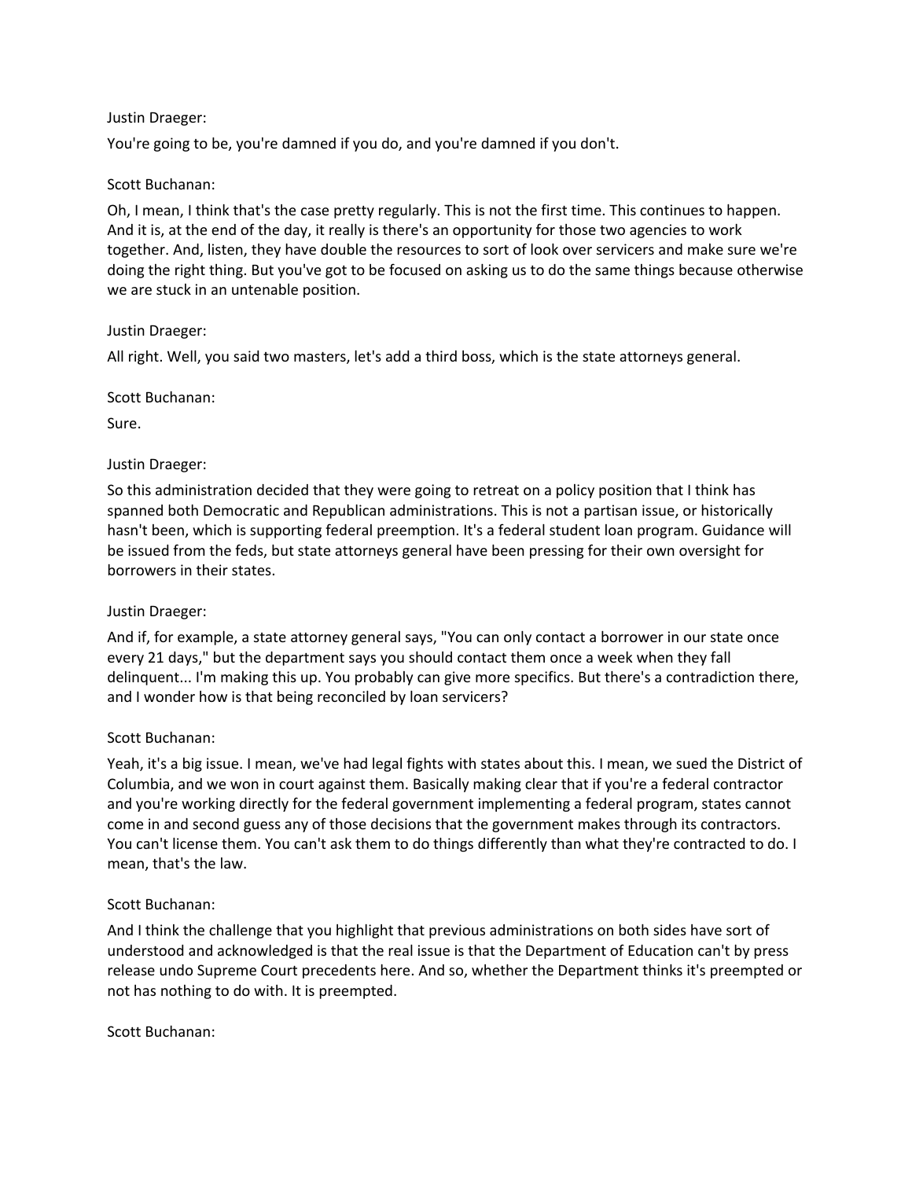Justin Draeger:

You're going to be, you're damned if you do, and you're damned if you don't.

Scott Buchanan:

Oh, I mean, I think that's the case pretty regularly. This is not the first time. This continues to happen. And it is, at the end of the day, it really is there's an opportunity for those two agencies to work together. And, listen, they have double the resources to sort of look over servicers and make sure we're doing the right thing. But you've got to be focused on asking us to do the same things because otherwise we are stuck in an untenable position.

Justin Draeger:

All right. Well, you said two masters, let's add a third boss, which is the state attorneys general.

Scott Buchanan:

Sure.

Justin Draeger:

So this administration decided that they were going to retreat on a policy position that I think has spanned both Democratic and Republican administrations. This is not a partisan issue, or historically hasn't been, which is supporting federal preemption. It's a federal student loan program. Guidance will be issued from the feds, but state attorneys general have been pressing for their own oversight for borrowers in their states.

Justin Draeger:

And if, for example, a state attorney general says, "You can only contact a borrower in our state once every 21 days," but the department says you should contact them once a week when they fall delinquent... I'm making this up. You probably can give more specifics. But there's a contradiction there, and I wonder how is that being reconciled by loan servicers?

Scott Buchanan:

Yeah, it's a big issue. I mean, we've had legal fights with states about this. I mean, we sued the District of Columbia, and we won in court against them. Basically making clear that if you're a federal contractor and you're working directly for the federal government implementing a federal program, states cannot come in and second guess any of those decisions that the government makes through its contractors. You can't license them. You can't ask them to do things differently than what they're contracted to do. I mean, that's the law.

Scott Buchanan:

And I think the challenge that you highlight that previous administrations on both sides have sort of understood and acknowledged is that the real issue is that the Department of Education can't by press release undo Supreme Court precedents here. And so, whether the Department thinks it's preempted or not has nothing to do with. It is preempted.

Scott Buchanan: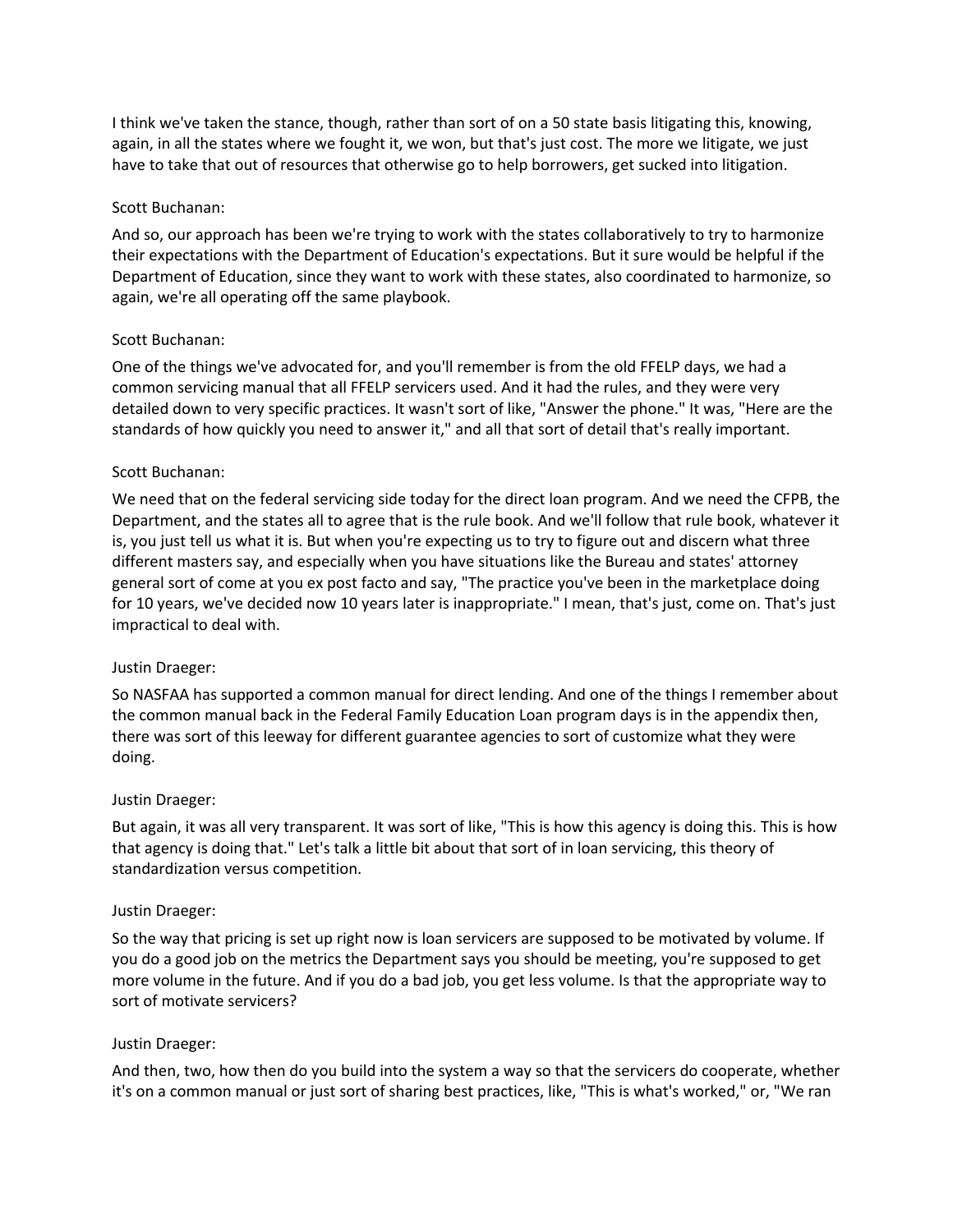I think we've taken the stance, though, rather than sort of on a 50 state basis litigating this, knowing, again, in all the states where we fought it, we won, but that's just cost. The more we litigate, we just have to take that out of resources that otherwise go to help borrowers, get sucked into litigation.

Scott Buchanan:

And so, our approach has been we're trying to work with the states collaboratively to try to harmonize their expectations with the Department of Education's expectations. But it sure would be helpful if the Department of Education, since they want to work with these states, also coordinated to harmonize, so again, we're all operating off the same playbook.

Scott Buchanan:

One of the things we've advocated for, and you'll remember is from the old FFELP days, we had a common servicing manual that all FFELP servicers used. And it had the rules, and they were very detailed down to very specific practices. It wasn't sort of like, "Answer the phone." It was, "Here are the standards of how quickly you need to answer it," and all that sort of detail that's really important.

Scott Buchanan:

We need that on the federal servicing side today for the direct loan program. And we need the CFPB, the Department, and the states all to agree that is the rule book. And we'll follow that rule book, whatever it is, you just tell us what it is. But when you're expecting us to try to figure out and discern what three different masters say, and especially when you have situations like the Bureau and states' attorney general sort of come at you ex post facto and say, "The practice you've been in the marketplace doing for 10 years, we've decided now 10 years later is inappropriate." I mean, that's just, come on. That's just impractical to deal with.

Justin Draeger:

So NASFAA has supported a common manual for direct lending. And one of the things I remember about the common manual back in the Federal Family Education Loan program days is in the appendix then, there was sort of this leeway for different guarantee agencies to sort of customize what they were doing.

Justin Draeger:

But again, it was all very transparent. It was sort of like, "This is how this agency is doing this. This is how that agency is doing that." Let's talk a little bit about that sort of in loan servicing, this theory of standardization versus competition.

Justin Draeger:

So the way that pricing is set up right now is loan servicers are supposed to be motivated by volume. If you do a good job on the metrics the Department says you should be meeting, you're supposed to get more volume in the future. And if you do a bad job, you get less volume. Is that the appropriate way to sort of motivate servicers?

Justin Draeger:

And then, two, how then do you build into the system a way so that the servicers do cooperate, whether it's on a common manual or just sort of sharing best practices, like, "This is what's worked," or, "We ran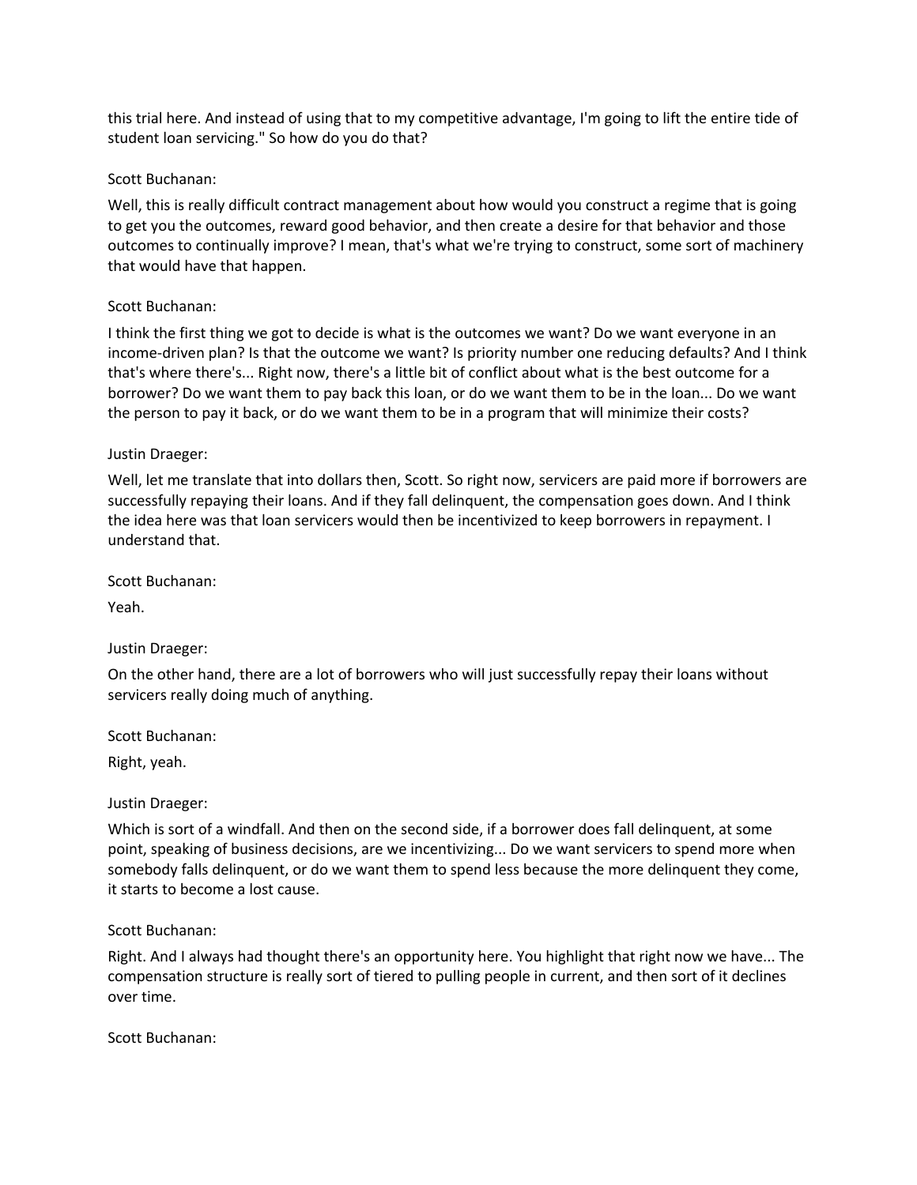this trial here. And instead of using that to my competitive advantage, I'm going to lift the entire tide of student loan servicing." So how do you do that?

Scott Buchanan:

Well, this is really difficult contract management about how would you construct a regime that is going to get you the outcomes, reward good behavior, and then create a desire for that behavior and those outcomes to continually improve? I mean, that's what we're trying to construct, some sort of machinery that would have that happen.

Scott Buchanan:

I think the first thing we got to decide is what is the outcomes we want? Do we want everyone in an income-driven plan? Is that the outcome we want? Is priority number one reducing defaults? And I think that's where there's... Right now, there's a little bit of conflict about what is the best outcome for a borrower? Do we want them to pay back this loan, or do we want them to be in the loan... Do we want the person to pay it back, or do we want them to be in a program that will minimize their costs?

Justin Draeger:

Well, let me translate that into dollars then, Scott. So right now, servicers are paid more if borrowers are successfully repaying their loans. And if they fall delinquent, the compensation goes down. And I think the idea here was that loan servicers would then be incentivized to keep borrowers in repayment. I understand that.

Scott Buchanan:

Yeah.

Justin Draeger:

On the other hand, there are a lot of borrowers who will just successfully repay their loans without servicers really doing much of anything.

Scott Buchanan:

Right, yeah.

Justin Draeger:

Which is sort of a windfall. And then on the second side, if a borrower does fall delinquent, at some point, speaking of business decisions, are we incentivizing... Do we want servicers to spend more when somebody falls delinquent, or do we want them to spend less because the more delinquent they come, it starts to become a lost cause.

Scott Buchanan:

Right. And I always had thought there's an opportunity here. You highlight that right now we have... The compensation structure is really sort of tiered to pulling people in current, and then sort of it declines over time.

Scott Buchanan: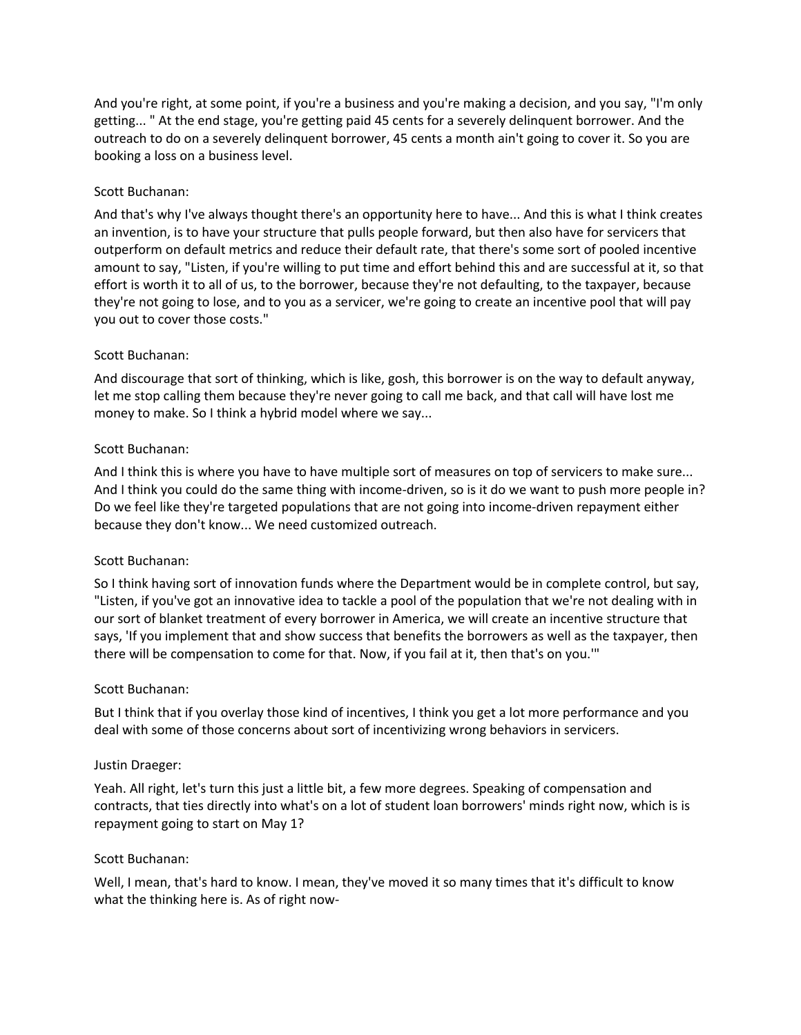And you're right, at some point, if you're a business and you're making a decision, and you say, "I'm only getting... " At the end stage, you're getting paid 45 cents for a severely delinquent borrower. And the outreach to do on a severely delinquent borrower, 45 cents a month ain't going to cover it. So you are booking a loss on a business level.

Scott Buchanan:

And that's why I've always thought there's an opportunity here to have... And this is what I think creates an invention, is to have your structure that pulls people forward, but then also have for servicers that outperform on default metrics and reduce their default rate, that there's some sort of pooled incentive amount to say, "Listen, if you're willing to put time and effort behind this and are successful at it, so that effort is worth it to all of us, to the borrower, because they're not defaulting, to the taxpayer, because they're not going to lose, and to you as a servicer, we're going to create an incentive pool that will pay you out to cover those costs."

Scott Buchanan:

And discourage that sort of thinking, which is like, gosh, this borrower is on the way to default anyway, let me stop calling them because they're never going to call me back, and that call will have lost me money to make. So I think a hybrid model where we say...

Scott Buchanan:

And I think this is where you have to have multiple sort of measures on top of servicers to make sure... And I think you could do the same thing with income-driven, so is it do we want to push more people in? Do we feel like they're targeted populations that are not going into income-driven repayment either because they don't know... We need customized outreach.

Scott Buchanan:

So I think having sort of innovation funds where the Department would be in complete control, but say, "Listen, if you've got an innovative idea to tackle a pool of the population that we're not dealing with in our sort of blanket treatment of every borrower in America, we will create an incentive structure that says, 'If you implement that and show success that benefits the borrowers as well as the taxpayer, then there will be compensation to come for that. Now, if you fail at it, then that's on you.'"

Scott Buchanan:

But I think that if you overlay those kind of incentives, I think you get a lot more performance and you deal with some of those concerns about sort of incentivizing wrong behaviors in servicers.

Justin Draeger:

Yeah. All right, let's turn this just a little bit, a few more degrees. Speaking of compensation and contracts, that ties directly into what's on a lot of student loan borrowers' minds right now, which is is repayment going to start on May 1?

Scott Buchanan:

Well, I mean, that's hard to know. I mean, they've moved it so many times that it's difficult to know what the thinking here is. As of right now-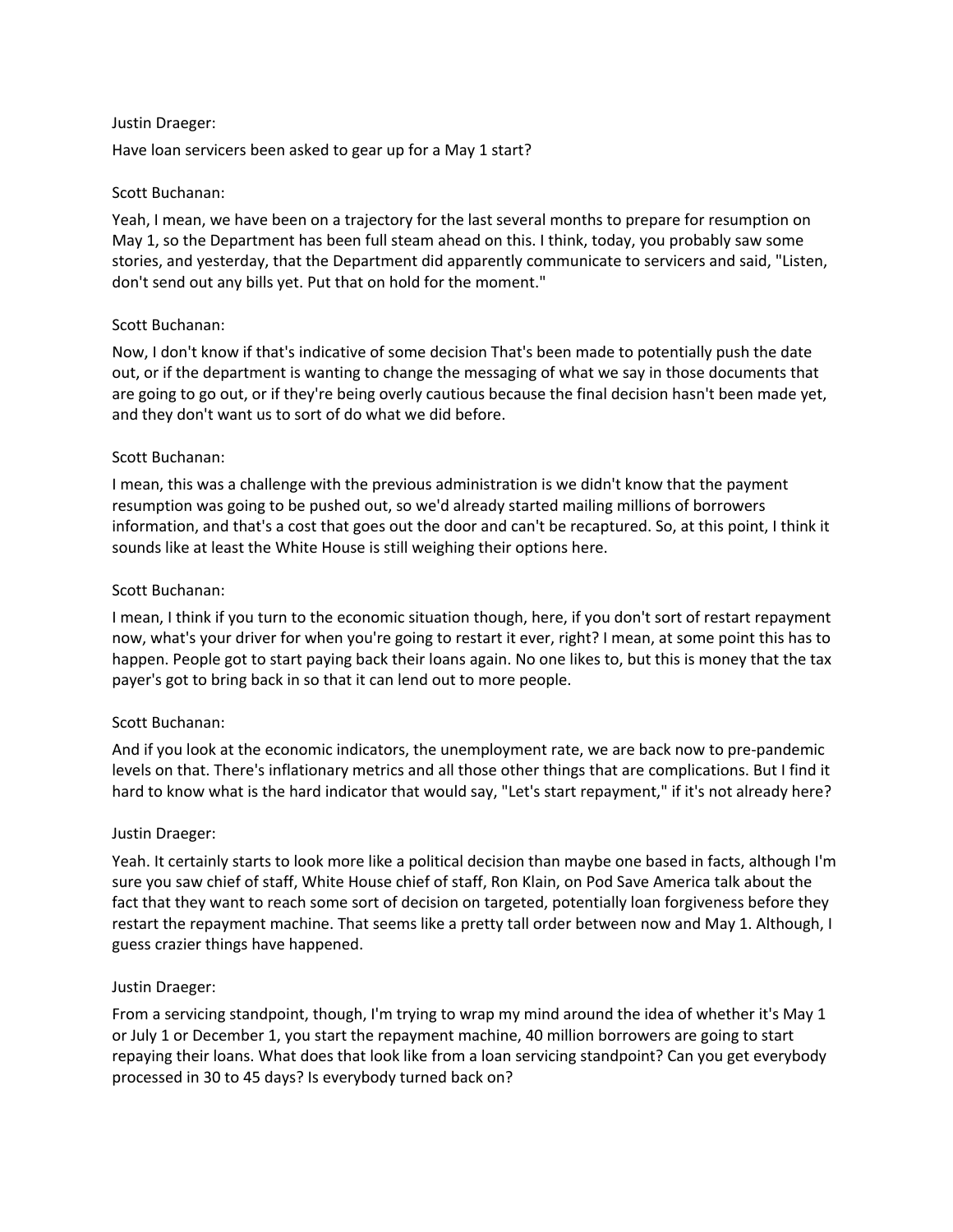Justin Draeger:

Have loan servicers been asked to gear up for a May 1 start?

Scott Buchanan:

Yeah, I mean, we have been on a trajectory for the last several months to prepare for resumption on May 1, so the Department has been full steam ahead on this. I think, today, you probably saw some stories, and yesterday, that the Department did apparently communicate to servicers and said, "Listen, don't send out any bills yet. Put that on hold for the moment."

Scott Buchanan:

Now, I don't know if that's indicative of some decision That's been made to potentially push the date out, or if the department is wanting to change the messaging of what we say in those documents that are going to go out, or if they're being overly cautious because the final decision hasn't been made yet, and they don't want us to sort of do what we did before.

Scott Buchanan:

I mean, this was a challenge with the previous administration is we didn't know that the payment resumption was going to be pushed out, so we'd already started mailing millions of borrowers information, and that's a cost that goes out the door and can't be recaptured. So, at this point, I think it sounds like at least the White House is still weighing their options here.

Scott Buchanan:

I mean, I think if you turn to the economic situation though, here, if you don't sort of restart repayment now, what's your driver for when you're going to restart it ever, right? I mean, at some point this has to happen. People got to start paying back their loans again. No one likes to, but this is money that the tax payer's got to bring back in so that it can lend out to more people.

Scott Buchanan:

And if you look at the economic indicators, the unemployment rate, we are back now to pre-pandemic levels on that. There's inflationary metrics and all those other things that are complications. But I find it hard to know what is the hard indicator that would say, "Let's start repayment," if it's not already here?

Justin Draeger:

Yeah. It certainly starts to look more like a political decision than maybe one based in facts, although I'm sure you saw chief of staff, White House chief of staff, Ron Klain, on Pod Save America talk about the fact that they want to reach some sort of decision on targeted, potentially loan forgiveness before they restart the repayment machine. That seems like a pretty tall order between now and May 1. Although, I guess crazier things have happened.

Justin Draeger:

From a servicing standpoint, though, I'm trying to wrap my mind around the idea of whether it's May 1 or July 1 or December 1, you start the repayment machine, 40 million borrowers are going to start repaying their loans. What does that look like from a loan servicing standpoint? Can you get everybody processed in 30 to 45 days? Is everybody turned back on?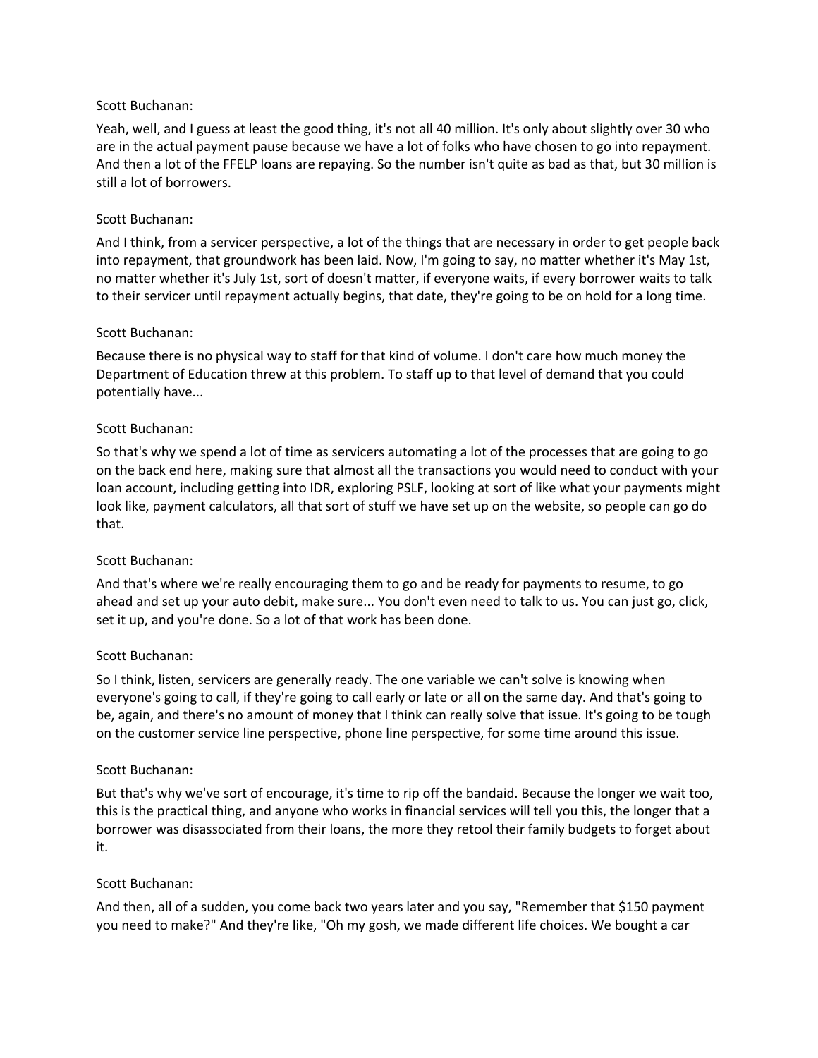Scott Buchanan:

Yeah, well, and I guess at least the good thing, it's not all 40 million. It's only about slightly over 30 who are in the actual payment pause because we have a lot of folks who have chosen to go into repayment. And then a lot of the FFELP loans are repaying. So the number isn't quite as bad as that, but 30 million is still a lot of borrowers.

Scott Buchanan:

And I think, from a servicer perspective, a lot of the things that are necessary in order to get people back into repayment, that groundwork has been laid. Now, I'm going to say, no matter whether it's May 1st, no matter whether it's July 1st, sort of doesn't matter, if everyone waits, if every borrower waits to talk to their servicer until repayment actually begins, that date, they're going to be on hold for a long time.

Scott Buchanan:

Because there is no physical way to staff for that kind of volume. I don't care how much money the Department of Education threw at this problem. To staff up to that level of demand that you could potentially have...

Scott Buchanan:

So that's why we spend a lot of time as servicers automating a lot of the processes that are going to go on the back end here, making sure that almost all the transactions you would need to conduct with your loan account, including getting into IDR, exploring PSLF, looking at sort of like what your payments might look like, payment calculators, all that sort of stuff we have set up on the website, so people can go do that.

Scott Buchanan:

And that's where we're really encouraging them to go and be ready for payments to resume, to go ahead and set up your auto debit, make sure... You don't even need to talk to us. You can just go, click, set it up, and you're done. So a lot of that work has been done.

Scott Buchanan:

So I think, listen, servicers are generally ready. The one variable we can't solve is knowing when everyone's going to call, if they're going to call early or late or all on the same day. And that's going to be, again, and there's no amount of money that I think can really solve that issue. It's going to be tough on the customer service line perspective, phone line perspective, for some time around this issue.

Scott Buchanan:

But that's why we've sort of encourage, it's time to rip off the bandaid. Because the longer we wait too, this is the practical thing, and anyone who works in financial services will tell you this, the longer that a borrower was disassociated from their loans, the more they retool their family budgets to forget about it.

Scott Buchanan:

And then, all of a sudden, you come back two years later and you say, "Remember that $150 payment you need to make?" And they're like, "Oh my gosh, we made different life choices. We bought a car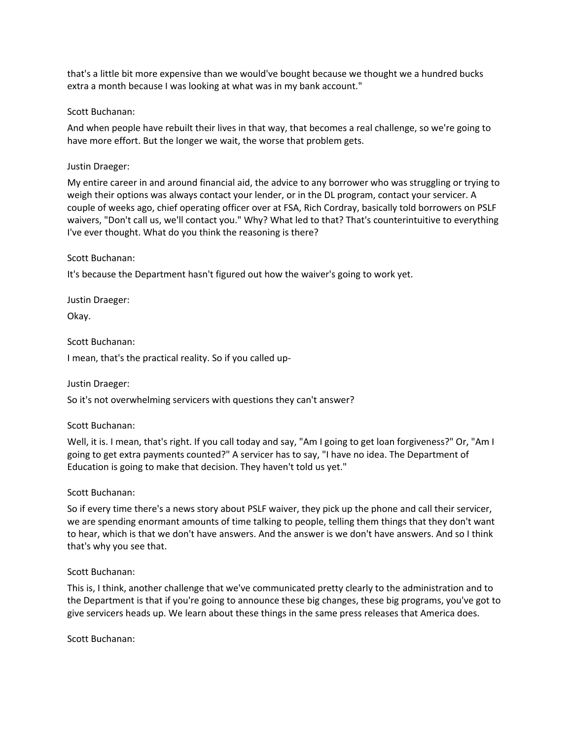that's a little bit more expensive than we would've bought because we thought we a hundred bucks extra a month because I was looking at what was in my bank account."

Scott Buchanan:

And when people have rebuilt their lives in that way, that becomes a real challenge, so we're going to have more effort. But the longer we wait, the worse that problem gets.

Justin Draeger:

My entire career in and around financial aid, the advice to any borrower who was struggling or trying to weigh their options was always contact your lender, or in the DL program, contact your servicer. A couple of weeks ago, chief operating officer over at FSA, Rich Cordray, basically told borrowers on PSLF waivers, "Don't call us, we'll contact you." Why? What led to that? That's counterintuitive to everything I've ever thought. What do you think the reasoning is there?

Scott Buchanan:

It's because the Department hasn't figured out how the waiver's going to work yet.

Justin Draeger:

Okay.

Scott Buchanan:

I mean, that's the practical reality. So if you called up-

Justin Draeger:

So it's not overwhelming servicers with questions they can't answer?

Scott Buchanan:

Well, it is. I mean, that's right. If you call today and say, "Am I going to get loan forgiveness?" Or, "Am I going to get extra payments counted?" A servicer has to say, "I have no idea. The Department of Education is going to make that decision. They haven't told us yet."

Scott Buchanan:

So if every time there's a news story about PSLF waiver, they pick up the phone and call their servicer, we are spending enormant amounts of time talking to people, telling them things that they don't want to hear, which is that we don't have answers. And the answer is we don't have answers. And so I think that's why you see that.

Scott Buchanan:

This is, I think, another challenge that we've communicated pretty clearly to the administration and to the Department is that if you're going to announce these big changes, these big programs, you've got to give servicers heads up. We learn about these things in the same press releases that America does.

Scott Buchanan: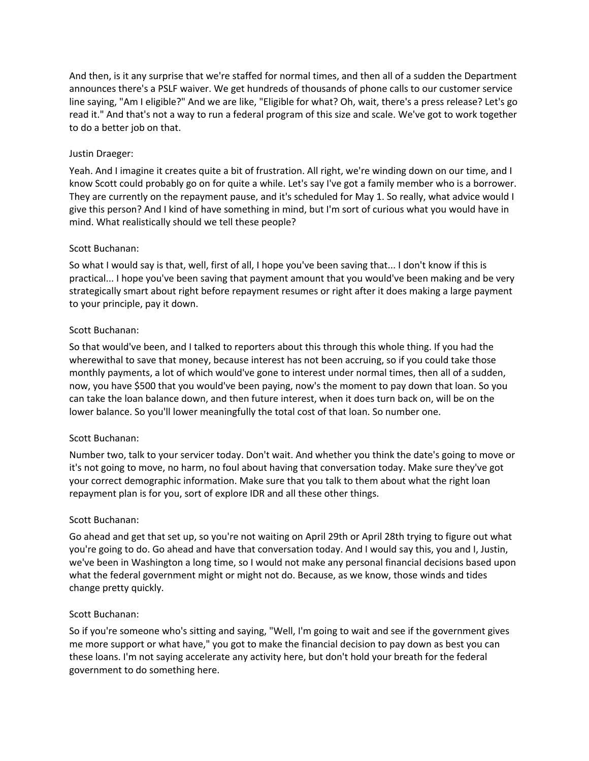And then, is it any surprise that we're staffed for normal times, and then all of a sudden the Department announces there's a PSLF waiver. We get hundreds of thousands of phone calls to our customer service line saying, "Am I eligible?" And we are like, "Eligible for what? Oh, wait, there's a press release? Let's go read it." And that's not a way to run a federal program of this size and scale. We've got to work together to do a better job on that.

Justin Draeger:

Yeah. And I imagine it creates quite a bit of frustration. All right, we're winding down on our time, and I know Scott could probably go on for quite a while. Let's say I've got a family member who is a borrower. They are currently on the repayment pause, and it's scheduled for May 1. So really, what advice would I give this person? And I kind of have something in mind, but I'm sort of curious what you would have in mind. What realistically should we tell these people?

Scott Buchanan:

So what I would say is that, well, first of all, I hope you've been saving that... I don't know if this is practical... I hope you've been saving that payment amount that you would've been making and be very strategically smart about right before repayment resumes or right after it does making a large payment to your principle, pay it down.

Scott Buchanan:

So that would've been, and I talked to reporters about this through this whole thing. If you had the wherewithal to save that money, because interest has not been accruing, so if you could take those monthly payments, a lot of which would've gone to interest under normal times, then all of a sudden, now, you have $500 that you would've been paying, now's the moment to pay down that loan. So you can take the loan balance down, and then future interest, when it does turn back on, will be on the lower balance. So you'll lower meaningfully the total cost of that loan. So number one.

Scott Buchanan:

Number two, talk to your servicer today. Don't wait. And whether you think the date's going to move or it's not going to move, no harm, no foul about having that conversation today. Make sure they've got your correct demographic information. Make sure that you talk to them about what the right loan repayment plan is for you, sort of explore IDR and all these other things.

Scott Buchanan:

Go ahead and get that set up, so you're not waiting on April 29th or April 28th trying to figure out what you're going to do. Go ahead and have that conversation today. And I would say this, you and I, Justin, we've been in Washington a long time, so I would not make any personal financial decisions based upon what the federal government might or might not do. Because, as we know, those winds and tides change pretty quickly.

Scott Buchanan:

So if you're someone who's sitting and saying, "Well, I'm going to wait and see if the government gives me more support or what have," you got to make the financial decision to pay down as best you can these loans. I'm not saying accelerate any activity here, but don't hold your breath for the federal government to do something here.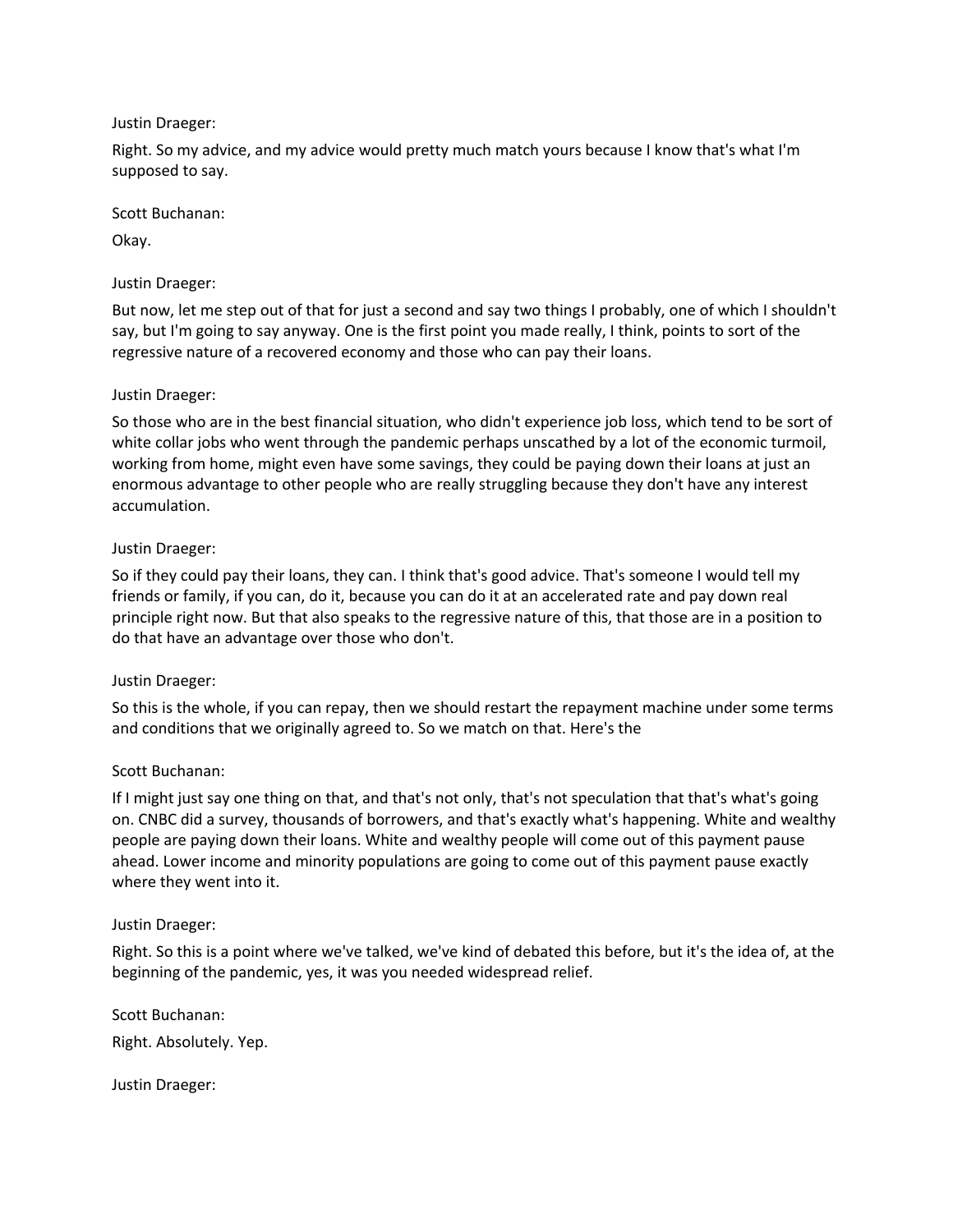Justin Draeger:

Right. So my advice, and my advice would pretty much match yours because I know that's what I'm supposed to say.

Scott Buchanan:

Okay.

Justin Draeger:

But now, let me step out of that for just a second and say two things I probably, one of which I shouldn't say, but I'm going to say anyway. One is the first point you made really, I think, points to sort of the regressive nature of a recovered economy and those who can pay their loans.

Justin Draeger:

So those who are in the best financial situation, who didn't experience job loss, which tend to be sort of white collar jobs who went through the pandemic perhaps unscathed by a lot of the economic turmoil, working from home, might even have some savings, they could be paying down their loans at just an enormous advantage to other people who are really struggling because they don't have any interest accumulation.

Justin Draeger:

So if they could pay their loans, they can. I think that's good advice. That's someone I would tell my friends or family, if you can, do it, because you can do it at an accelerated rate and pay down real principle right now. But that also speaks to the regressive nature of this, that those are in a position to do that have an advantage over those who don't.

Justin Draeger:

So this is the whole, if you can repay, then we should restart the repayment machine under some terms and conditions that we originally agreed to. So we match on that. Here's the

Scott Buchanan:

If I might just say one thing on that, and that's not only, that's not speculation that that's what's going on. CNBC did a survey, thousands of borrowers, and that's exactly what's happening. White and wealthy people are paying down their loans. White and wealthy people will come out of this payment pause ahead. Lower income and minority populations are going to come out of this payment pause exactly where they went into it.

Justin Draeger:

Right. So this is a point where we've talked, we've kind of debated this before, but it's the idea of, at the beginning of the pandemic, yes, it was you needed widespread relief.

Scott Buchanan:

Right. Absolutely. Yep.

Justin Draeger: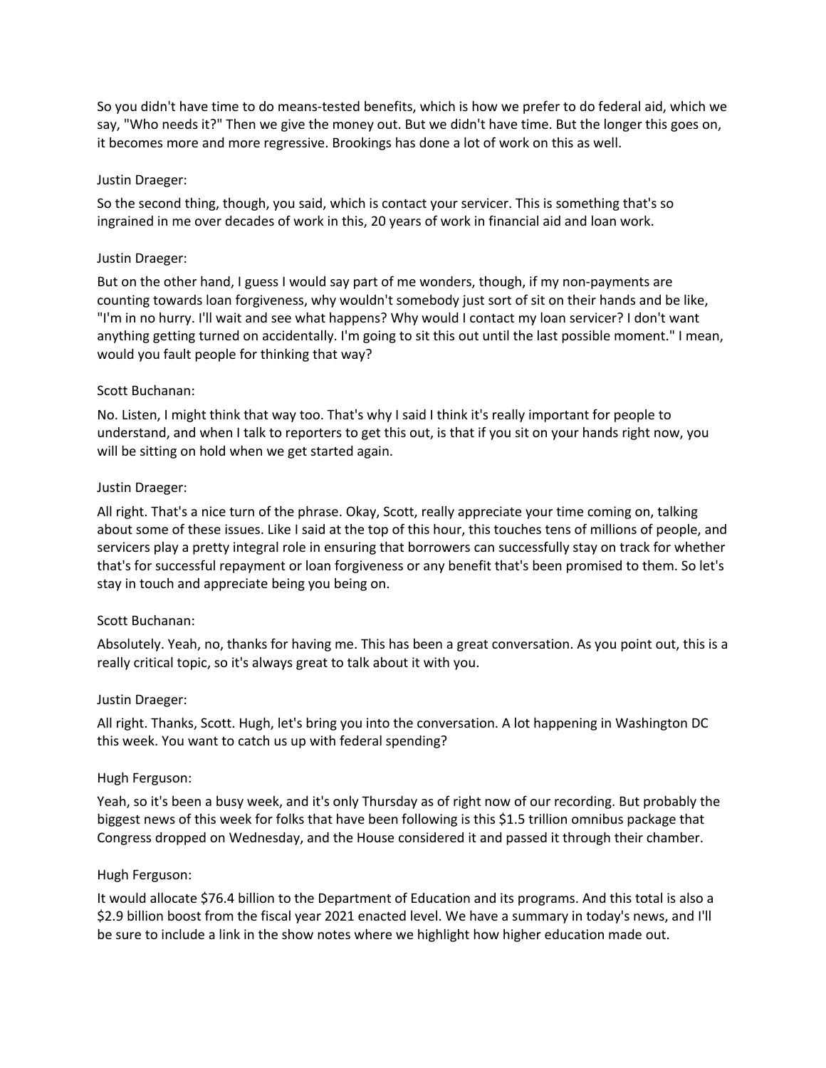So you didn't have time to do means-tested benefits, which is how we prefer to do federal aid, which we say, "Who needs it?" Then we give the money out. But we didn't have time. But the longer this goes on, it becomes more and more regressive. Brookings has done a lot of work on this as well.

Justin Draeger:

So the second thing, though, you said, which is contact your servicer. This is something that's so ingrained in me over decades of work in this, 20 years of work in financial aid and loan work.

Justin Draeger:

But on the other hand, I guess I would say part of me wonders, though, if my non-payments are counting towards loan forgiveness, why wouldn't somebody just sort of sit on their hands and be like, "I'm in no hurry. I'll wait and see what happens? Why would I contact my loan servicer? I don't want anything getting turned on accidentally. I'm going to sit this out until the last possible moment." I mean, would you fault people for thinking that way?

Scott Buchanan:

No. Listen, I might think that way too. That's why I said I think it's really important for people to understand, and when I talk to reporters to get this out, is that if you sit on your hands right now, you will be sitting on hold when we get started again.

Justin Draeger:

All right. That's a nice turn of the phrase. Okay, Scott, really appreciate your time coming on, talking about some of these issues. Like I said at the top of this hour, this touches tens of millions of people, and servicers play a pretty integral role in ensuring that borrowers can successfully stay on track for whether that's for successful repayment or loan forgiveness or any benefit that's been promised to them. So let's stay in touch and appreciate being you being on.

Scott Buchanan:

Absolutely. Yeah, no, thanks for having me. This has been a great conversation. As you point out, this is a really critical topic, so it's always great to talk about it with you.

Justin Draeger:

All right. Thanks, Scott. Hugh, let's bring you into the conversation. A lot happening in Washington DC this week. You want to catch us up with federal spending?

Hugh Ferguson:

Yeah, so it's been a busy week, and it's only Thursday as of right now of our recording. But probably the biggest news of this week for folks that have been following is this $1.5 trillion omnibus package that Congress dropped on Wednesday, and the House considered it and passed it through their chamber.

Hugh Ferguson:

It would allocate $76.4 billion to the Department of Education and its programs. And this total is also a $2.9 billion boost from the fiscal year 2021 enacted level. We have a summary in today's news, and I'll be sure to include a link in the show notes where we highlight how higher education made out.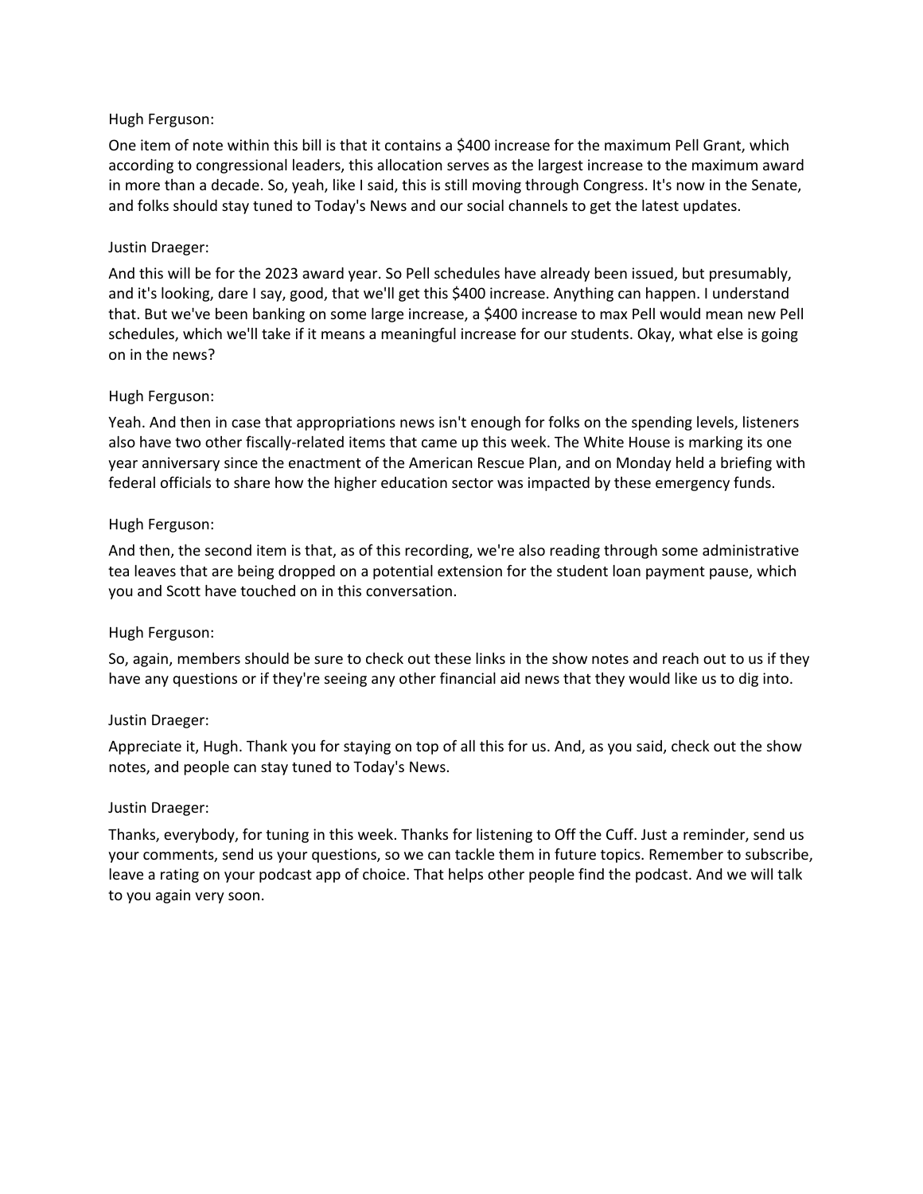Hugh Ferguson:

One item of note within this bill is that it contains a $400 increase for the maximum Pell Grant, which according to congressional leaders, this allocation serves as the largest increase to the maximum award in more than a decade. So, yeah, like I said, this is still moving through Congress. It's now in the Senate, and folks should stay tuned to Today's News and our social channels to get the latest updates.

Justin Draeger:

And this will be for the 2023 award year. So Pell schedules have already been issued, but presumably, and it's looking, dare I say, good, that we'll get this $400 increase. Anything can happen. I understand that. But we've been banking on some large increase, a $400 increase to max Pell would mean new Pell schedules, which we'll take if it means a meaningful increase for our students. Okay, what else is going on in the news?

Hugh Ferguson:

Yeah. And then in case that appropriations news isn't enough for folks on the spending levels, listeners also have two other fiscally-related items that came up this week. The White House is marking its one year anniversary since the enactment of the American Rescue Plan, and on Monday held a briefing with federal officials to share how the higher education sector was impacted by these emergency funds.

Hugh Ferguson:

And then, the second item is that, as of this recording, we're also reading through some administrative tea leaves that are being dropped on a potential extension for the student loan payment pause, which you and Scott have touched on in this conversation.

Hugh Ferguson:

So, again, members should be sure to check out these links in the show notes and reach out to us if they have any questions or if they're seeing any other financial aid news that they would like us to dig into.

Justin Draeger:

Appreciate it, Hugh. Thank you for staying on top of all this for us. And, as you said, check out the show notes, and people can stay tuned to Today's News.

Justin Draeger:

Thanks, everybody, for tuning in this week. Thanks for listening to Off the Cuff. Just a reminder, send us your comments, send us your questions, so we can tackle them in future topics. Remember to subscribe, leave a rating on your podcast app of choice. That helps other people find the podcast. And we will talk to you again very soon.